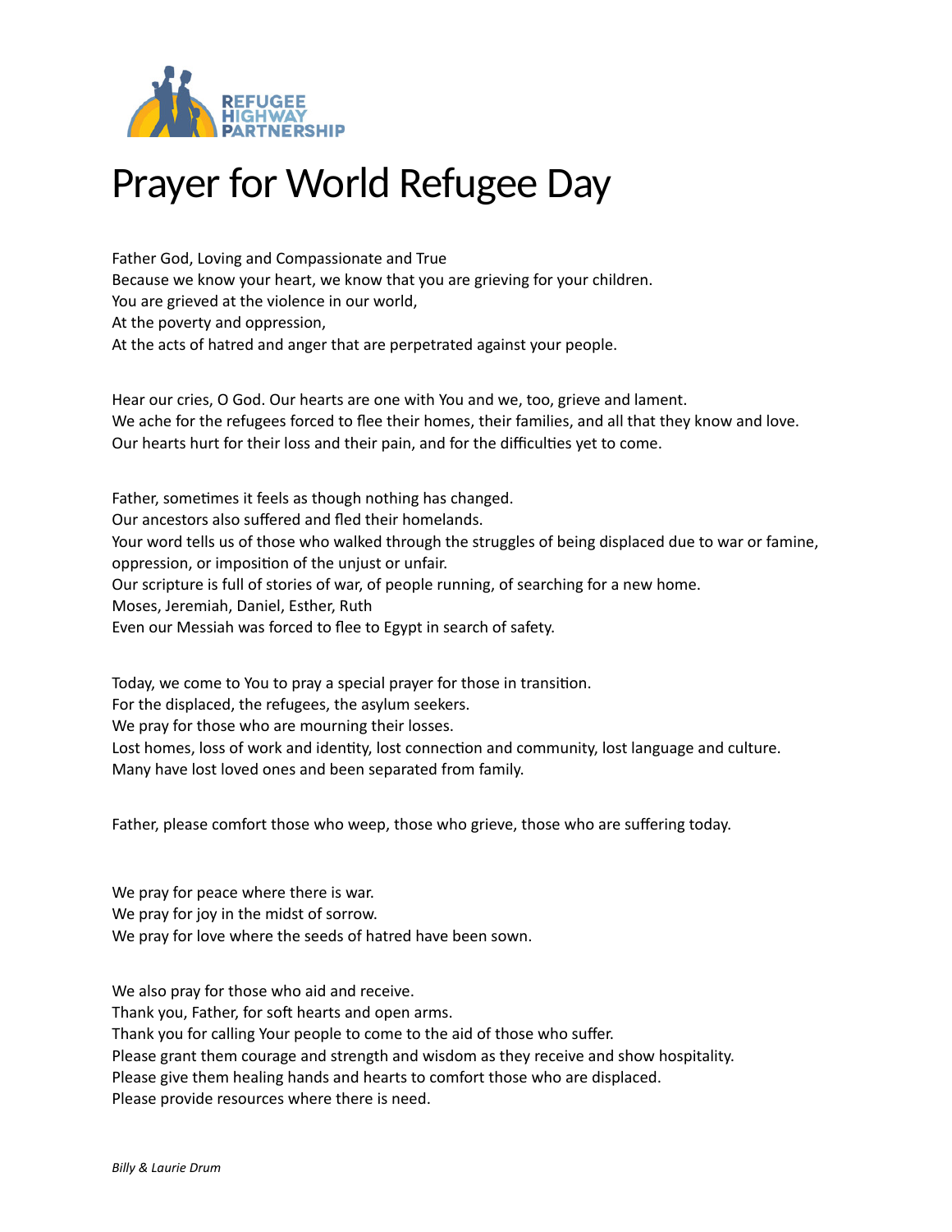REFUGEE HIGHWAY PARTNERSHIP

# Prayer for World Refugee Day

Father God, Loving and Compassionate and True
Because we know your heart, we know that you are grieving for your children.
You are grieved at the violence in our world,
At the poverty and oppression,
At the acts of hatred and anger that are perpetrated against your people.

Hear our cries, O God. Our hearts are one with You and we, too, grieve and lament.
We ache for the refugees forced to flee their homes, their families, and all that they know and love.
Our hearts hurt for their loss and their pain, and for the difficulties yet to come.

Father, sometimes it feels as though nothing has changed.
Our ancestors also suffered and fled their homelands.
Your word tells us of those who walked through the struggles of being displaced due to war or famine, oppression, or imposition of the unjust or unfair.
Our scripture is full of stories of war, of people running, of searching for a new home.
Moses, Jeremiah, Daniel, Esther, Ruth
Even our Messiah was forced to flee to Egypt in search of safety.

Today, we come to You to pray a special prayer for those in transition.
For the displaced, the refugees, the asylum seekers.
We pray for those who are mourning their losses.
Lost homes, loss of work and identity, lost connection and community, lost language and culture.
Many have lost loved ones and been separated from family.

Father, please comfort those who weep, those who grieve, those who are suffering today.

We pray for peace where there is war.
We pray for joy in the midst of sorrow.
We pray for love where the seeds of hatred have been sown.

We also pray for those who aid and receive.
Thank you, Father, for soft hearts and open arms.
Thank you for calling Your people to come to the aid of those who suffer.
Please grant them courage and strength and wisdom as they receive and show hospitality.
Please give them healing hands and hearts to comfort those who are displaced.
Please provide resources where there is need.

*Billy & Laurie Drum*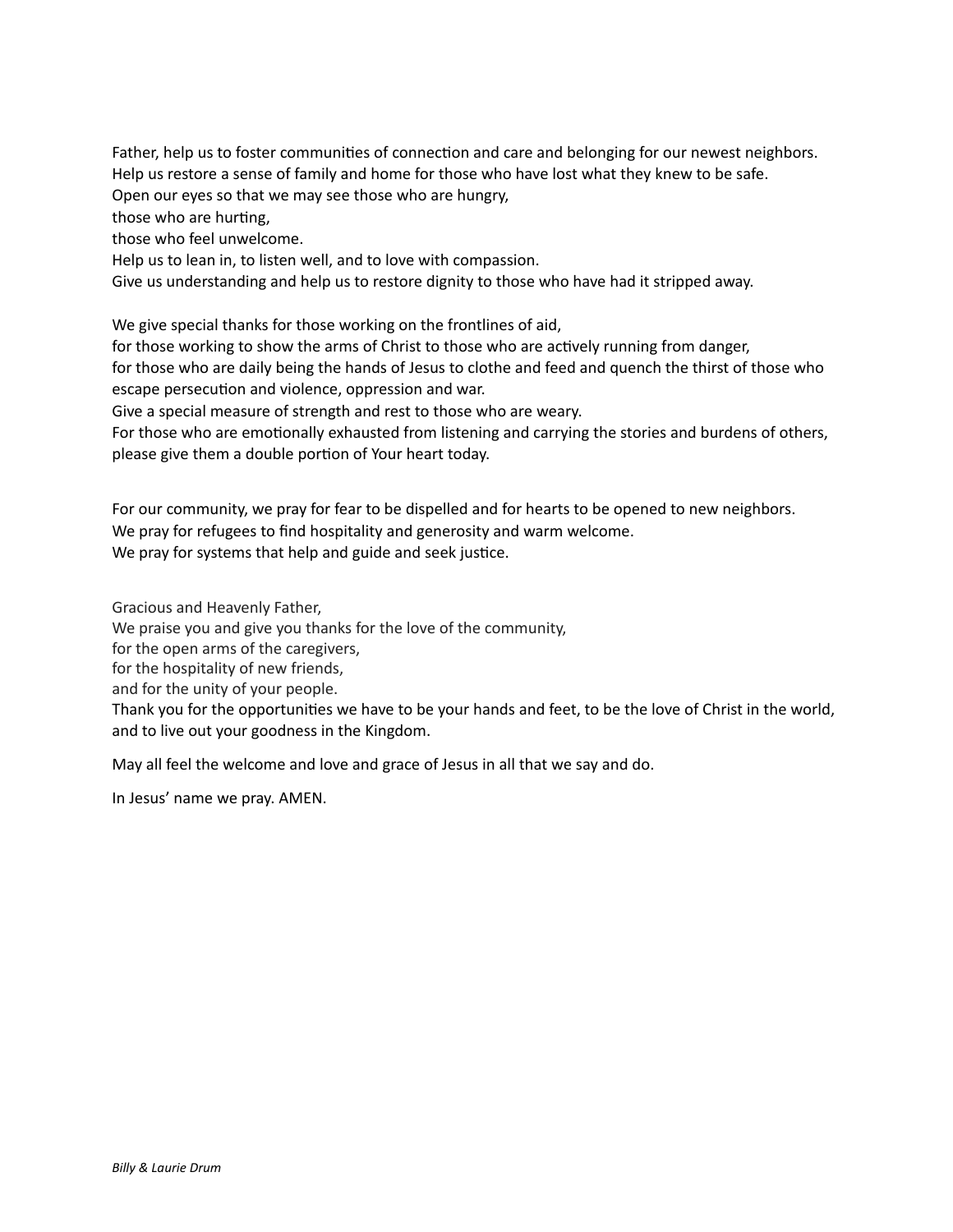Father, help us to foster communities of connection and care and belonging for our newest neighbors.
Help us restore a sense of family and home for those who have lost what they knew to be safe.
Open our eyes so that we may see those who are hungry,
those who are hurting,
those who feel unwelcome.
Help us to lean in, to listen well, and to love with compassion.
Give us understanding and help us to restore dignity to those who have had it stripped away.

We give special thanks for those working on the frontlines of aid,
for those working to show the arms of Christ to those who are actively running from danger,
for those who are daily being the hands of Jesus to clothe and feed and quench the thirst of those who escape persecution and violence, oppression and war.
Give a special measure of strength and rest to those who are weary.
For those who are emotionally exhausted from listening and carrying the stories and burdens of others, please give them a double portion of Your heart today.

For our community, we pray for fear to be dispelled and for hearts to be opened to new neighbors.
We pray for refugees to find hospitality and generosity and warm welcome.
We pray for systems that help and guide and seek justice.

Gracious and Heavenly Father,
We praise you and give you thanks for the love of the community,
for the open arms of the caregivers,
for the hospitality of new friends,
and for the unity of your people.
Thank you for the opportunities we have to be your hands and feet, to be the love of Christ in the world, and to live out your goodness in the Kingdom.

May all feel the welcome and love and grace of Jesus in all that we say and do.

In Jesus' name we pray. AMEN.

*Billy & Laurie Drum*